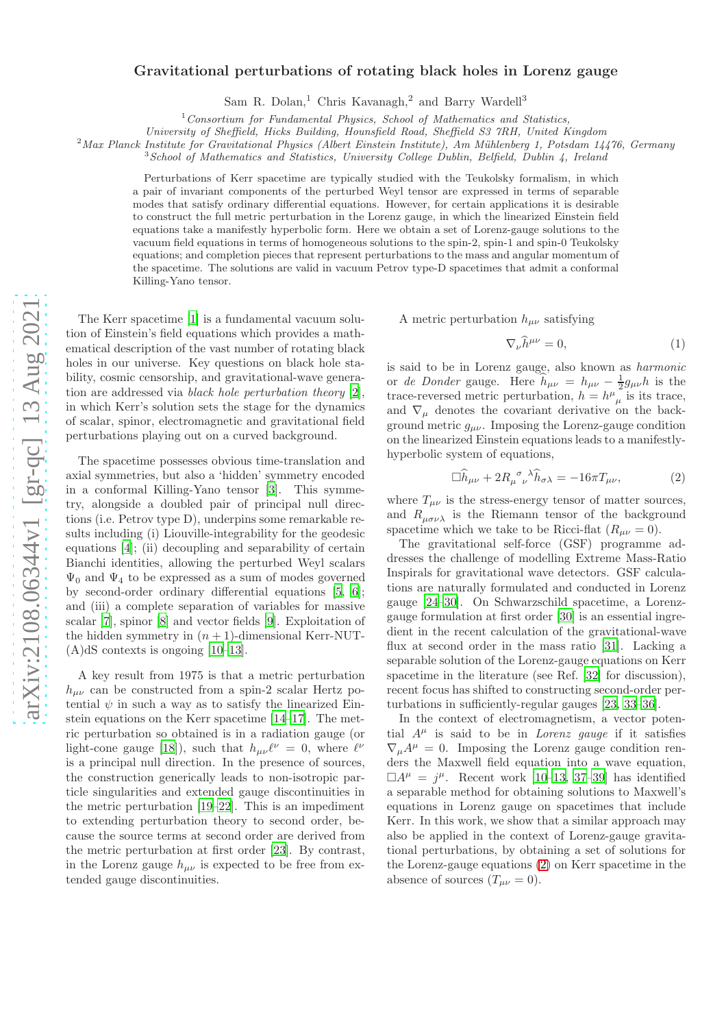# Gravitational perturbations of rotating black holes in Lorenz gauge

Sam R. Dolan,[1] Chris Kavanagh,[2] and Barry Wardell[3]

[1] *Consortium for Fundamental Physics, School of Mathematics and Statistics, University of Sheffield, Hicks Building, Hounsfield Road, Sheffield S3 7RH, United Kingdom*
[2] *Max Planck Institute for Gravitational Physics (Albert Einstein Institute), Am Mühlenberg 1, Potsdam 14476, Germany*
[3] *School of Mathematics and Statistics, University College Dublin, Belfield, Dublin 4, Ireland*

Perturbations of Kerr spacetime are typically studied with the Teukolsky formalism, in which a pair of invariant components of the perturbed Weyl tensor are expressed in terms of separable modes that satisfy ordinary differential equations. However, for certain applications it is desirable to construct the full metric perturbation in the Lorenz gauge, in which the linearized Einstein field equations take a manifestly hyperbolic form. Here we obtain a set of Lorenz-gauge solutions to the vacuum field equations in terms of homogeneous solutions to the spin-2, spin-1 and spin-0 Teukolsky equations; and completion pieces that represent perturbations to the mass and angular momentum of the spacetime. The solutions are valid in vacuum Petrov type-D spacetimes that admit a conformal Killing-Yano tensor.

The Kerr spacetime [1] is a fundamental vacuum solution of Einstein's field equations which provides a mathematical description of the vast number of rotating black holes in our universe. Key questions on black hole stability, cosmic censorship, and gravitational-wave generation are addressed via *black hole perturbation theory* [2], in which Kerr's solution sets the stage for the dynamics of scalar, spinor, electromagnetic and gravitational field perturbations playing out on a curved background.

The spacetime possesses obvious time-translation and axial symmetries, but also a 'hidden' symmetry encoded in a conformal Killing-Yano tensor [3]. This symmetry, alongside a doubled pair of principal null directions (i.e. Petrov type D), underpins some remarkable results including (i) Liouville-integrability for the geodesic equations [4]; (ii) decoupling and separability of certain Bianchi identities, allowing the perturbed Weyl scalars $\Psi_0$ and $\Psi_4$ to be expressed as a sum of modes governed by second-order ordinary differential equations [5, 6]; and (iii) a complete separation of variables for massive scalar [7], spinor [8] and vector fields [9]. Exploitation of the hidden symmetry in $(n+1)$-dimensional Kerr-NUT-(A)dS contexts is ongoing [10–13].

A key result from 1975 is that a metric perturbation $h_{\mu\nu}$ can be constructed from a spin-2 scalar Hertz potential $\psi$ in such a way as to satisfy the linearized Einstein equations on the Kerr spacetime [14–17]. The metric perturbation so obtained is in a radiation gauge (or light-cone gauge [18]), such that $h_{\mu\nu}\ell^\nu = 0$, where $\ell^\nu$ is a principal null direction. In the presence of sources, the construction generically leads to non-isotropic particle singularities and extended gauge discontinuities in the metric perturbation [19–22]. This is an impediment to extending perturbation theory to second order, because the source terms at second order are derived from the metric perturbation at first order [23]. By contrast, in the Lorenz gauge $h_{\mu\nu}$ is expected to be free from extended gauge discontinuities.

A metric perturbation $h_{\mu\nu}$ satisfying

$$\nabla_\nu \widehat{h}^{\mu\nu} = 0, \tag{1}$$

is said to be in Lorenz gauge, also known as *harmonic* or *de Donder* gauge. Here $\widehat{h}_{\mu\nu} = h_{\mu\nu} - \frac{1}{2}g_{\mu\nu}h$ is the trace-reversed metric perturbation, $h = h^\mu{}_\mu$ is its trace, and $\nabla_\mu$ denotes the covariant derivative on the background metric $g_{\mu\nu}$. Imposing the Lorenz-gauge condition on the linearized Einstein equations leads to a manifestly-hyperbolic system of equations,

$$\Box \widehat{h}_{\mu\nu} + 2R_\mu{}^\sigma{}_\nu{}^\lambda \widehat{h}_{\sigma\lambda} = -16\pi T_{\mu\nu}, \tag{2}$$

where $T_{\mu\nu}$ is the stress-energy tensor of matter sources, and $R_{\mu\sigma\nu\lambda}$ is the Riemann tensor of the background spacetime which we take to be Ricci-flat ($R_{\mu\nu} = 0$).

The gravitational self-force (GSF) programme addresses the challenge of modelling Extreme Mass-Ratio Inspirals for gravitational wave detectors. GSF calculations are naturally formulated and conducted in Lorenz gauge [24–30]. On Schwarzschild spacetime, a Lorenz-gauge formulation at first order [30] is an essential ingredient in the recent calculation of the gravitational-wave flux at second order in the mass ratio [31]. Lacking a separable solution of the Lorenz-gauge equations on Kerr spacetime in the literature (see Ref. [32] for discussion), recent focus has shifted to constructing second-order perturbations in sufficiently-regular gauges [23, 33–36].

In the context of electromagnetism, a vector potential $A^\mu$ is said to be in *Lorenz gauge* if it satisfies $\nabla_\mu A^\mu = 0$. Imposing the Lorenz gauge condition renders the Maxwell field equation into a wave equation, $\Box A^\mu = j^\mu$. Recent work [10–13, 37–39] has identified a separable method for obtaining solutions to Maxwell's equations in Lorenz gauge on spacetimes that include Kerr. In this work, we show that a similar approach may also be applied in the context of Lorenz-gauge gravitational perturbations, by obtaining a set of solutions for the Lorenz-gauge equations (2) on Kerr spacetime in the absence of sources ($T_{\mu\nu} = 0$).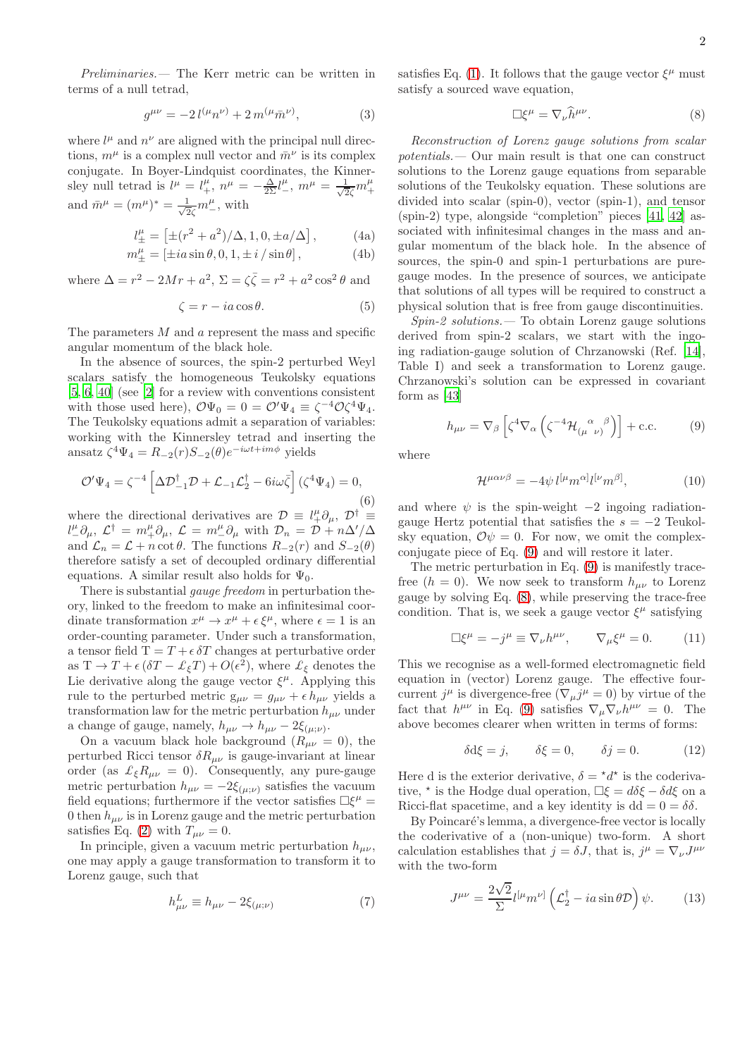*Preliminaries.—* The Kerr metric can be written in terms of a null tetrad,

$$g^{\mu\nu} = -2\, l^{(\mu} n^{\nu)} + 2\, m^{(\mu} \bar{m}^{\nu)}, \tag{3}$$

where $l^\mu$ and $n^\nu$ are aligned with the principal null directions, $m^\mu$ is a complex null vector and $\bar{m}^\nu$ is its complex conjugate. In Boyer-Lindquist coordinates, the Kinnersley null tetrad is $l^\mu = l_+^\mu$, $n^\mu = -\frac{\Delta}{2\Sigma} l_-^\mu$, $m^\mu = \frac{1}{\sqrt{2}\zeta} m_+^\mu$ and $\bar{m}^\mu = (m^\mu)^* = \frac{1}{\sqrt{2}\bar{\zeta}} m_-^\mu$, with

$$l_\pm^\mu = \left[\pm(r^2 + a^2)/\Delta, 1, 0, \pm a/\Delta\right], \tag{4a}$$

$$m_\pm^\mu = \left[\pm ia \sin\theta, 0, 1, \pm i / \sin\theta\right], \tag{4b}$$

where $\Delta = r^2 - 2Mr + a^2$, $\Sigma = \zeta\bar{\zeta} = r^2 + a^2 \cos^2\theta$ and

$$\zeta = r - ia\cos\theta. \tag{5}$$

The parameters $M$ and $a$ represent the mass and specific angular momentum of the black hole.

In the absence of sources, the spin-2 perturbed Weyl scalars satisfy the homogeneous Teukolsky equations [5, 6, 40] (see [2] for a review with conventions consistent with those used here), $\mathcal{O}\Psi_0 = 0 = \mathcal{O}'\Psi_4 \equiv \zeta^{-4}\mathcal{O}\zeta^4\Psi_4$. The Teukolsky equations admit a separation of variables: working with the Kinnersley tetrad and inserting the ansatz $\zeta^4\Psi_4 = R_{-2}(r)S_{-2}(\theta)e^{-i\omega t + im\phi}$ yields

$$\mathcal{O}'\Psi_4 = \zeta^{-4}\left[\Delta\mathcal{D}_{-1}^\dagger\mathcal{D} + \mathcal{L}_{-1}\mathcal{L}_2^\dagger - 6i\omega\bar{\zeta}\right](\zeta^4\Psi_4) = 0, \tag{6}$$

where the directional derivatives are $\mathcal{D} \equiv l_+^\mu\partial_\mu$, $\mathcal{D}^\dagger \equiv l_-^\mu\partial_\mu$, $\mathcal{L}^\dagger = m_+^\mu\partial_\mu$, $\mathcal{L} = m_-^\mu\partial_\mu$ with $\mathcal{D}_n = \mathcal{D} + n\Delta'/\Delta$ and $\mathcal{L}_n = \mathcal{L} + n\cot\theta$. The functions $R_{-2}(r)$ and $S_{-2}(\theta)$ therefore satisfy a set of decoupled ordinary differential equations. A similar result also holds for $\Psi_0$.

There is substantial *gauge freedom* in perturbation theory, linked to the freedom to make an infinitesimal coordinate transformation $x^\mu \to x^\mu + \epsilon\,\xi^\mu$, where $\epsilon = 1$ is an order-counting parameter. Under such a transformation, a tensor field $\mathrm{T} = T + \epsilon\,\delta T$ changes at perturbative order as $\mathrm{T} \to T + \epsilon\left(\delta T - \pounds_\xi T\right) + O(\epsilon^2)$, where $\pounds_\xi$ denotes the Lie derivative along the gauge vector $\xi^\mu$. Applying this rule to the perturbed metric $\mathrm{g}_{\mu\nu} = g_{\mu\nu} + \epsilon\, h_{\mu\nu}$ yields a transformation law for the metric perturbation $h_{\mu\nu}$ under a change of gauge, namely, $h_{\mu\nu} \to h_{\mu\nu} - 2\xi_{(\mu;\nu)}$.

On a vacuum black hole background ($R_{\mu\nu} = 0$), the perturbed Ricci tensor $\delta R_{\mu\nu}$ is gauge-invariant at linear order (as $\pounds_\xi R_{\mu\nu} = 0$). Consequently, any pure-gauge metric perturbation $h_{\mu\nu} = -2\xi_{(\mu;\nu)}$ satisfies the vacuum field equations; furthermore if the vector satisfies $\Box\xi^\mu = 0$ then $h_{\mu\nu}$ is in Lorenz gauge and the metric perturbation satisfies Eq. (2) with $T_{\mu\nu} = 0$.

In principle, given a vacuum metric perturbation $h_{\mu\nu}$, one may apply a gauge transformation to transform it to Lorenz gauge, such that

$$h_{\mu\nu}^L \equiv h_{\mu\nu} - 2\xi_{(\mu;\nu)} \tag{7}$$

satisfies Eq. (1). It follows that the gauge vector $\xi^\mu$ must satisfy a sourced wave equation,

$$\Box\xi^\mu = \nabla_\nu \widehat{h}^{\mu\nu}. \tag{8}$$

*Reconstruction of Lorenz gauge solutions from scalar potentials.—* Our main result is that one can construct solutions to the Lorenz gauge equations from separable solutions of the Teukolsky equation. These solutions are divided into scalar (spin-0), vector (spin-1), and tensor (spin-2) type, alongside "completion" pieces [41, 42] associated with infinitesimal changes in the mass and angular momentum of the black hole. In the absence of sources, the spin-0 and spin-1 perturbations are pure-gauge modes. In the presence of sources, we anticipate that solutions of all types will be required to construct a physical solution that is free from gauge discontinuities.

*Spin-2 solutions.—* To obtain Lorenz gauge solutions derived from spin-2 scalars, we start with the ingoing radiation-gauge solution of Chrzanowski (Ref. [14], Table I) and seek a transformation to Lorenz gauge. Chrzanowski's solution can be expressed in covariant form as [43]

$$h_{\mu\nu} = \nabla_\beta\left[\zeta^4\nabla_\alpha\left(\zeta^{-4}\mathcal{H}_{(\mu\ \ \nu)}^{\ \ \alpha\ \ \beta}\right)\right] + \text{c.c.} \tag{9}$$

where

$$\mathcal{H}^{\mu\alpha\nu\beta} = -4\psi\, l^{[\mu}m^{\alpha]}l^{[\nu}m^{\beta]}, \tag{10}$$

and where $\psi$ is the spin-weight $-2$ ingoing radiation-gauge Hertz potential that satisfies the $s = -2$ Teukolsky equation, $\mathcal{O}\psi = 0$. For now, we omit the complex-conjugate piece of Eq. (9) and will restore it later.

The metric perturbation in Eq. (9) is manifestly trace-free ($h = 0$). We now seek to transform $h_{\mu\nu}$ to Lorenz gauge by solving Eq. (8), while preserving the trace-free condition. That is, we seek a gauge vector $\xi^\mu$ satisfying

$$\Box\xi^\mu = -j^\mu \equiv \nabla_\nu h^{\mu\nu}, \qquad \nabla_\mu\xi^\mu = 0. \tag{11}$$

This we recognise as a well-formed electromagnetic field equation in (vector) Lorenz gauge. The effective four-current $j^\mu$ is divergence-free ($\nabla_\mu j^\mu = 0$) by virtue of the fact that $h^{\mu\nu}$ in Eq. (9) satisfies $\nabla_\mu\nabla_\nu h^{\mu\nu} = 0$. The above becomes clearer when written in terms of forms:

$$\delta d\xi = j, \qquad \delta\xi = 0, \qquad \delta j = 0. \tag{12}$$

Here d is the exterior derivative, $\delta = {}^\star d^\star$ is the coderivative, ${}^\star$ is the Hodge dual operation, $\Box\xi = d\delta\xi - \delta d\xi$ on a Ricci-flat spacetime, and a key identity is $dd = 0 = \delta\delta$.

By Poincaré's lemma, a divergence-free vector is locally the coderivative of a (non-unique) two-form. A short calculation establishes that $j = \delta J$, that is, $j^\mu = \nabla_\nu J^{\mu\nu}$ with the two-form

$$J^{\mu\nu} = \frac{2\sqrt{2}}{\Sigma} l^{[\mu}m^{\nu]}\left(\mathcal{L}_2^\dagger - ia\sin\theta\mathcal{D}\right)\psi. \tag{13}$$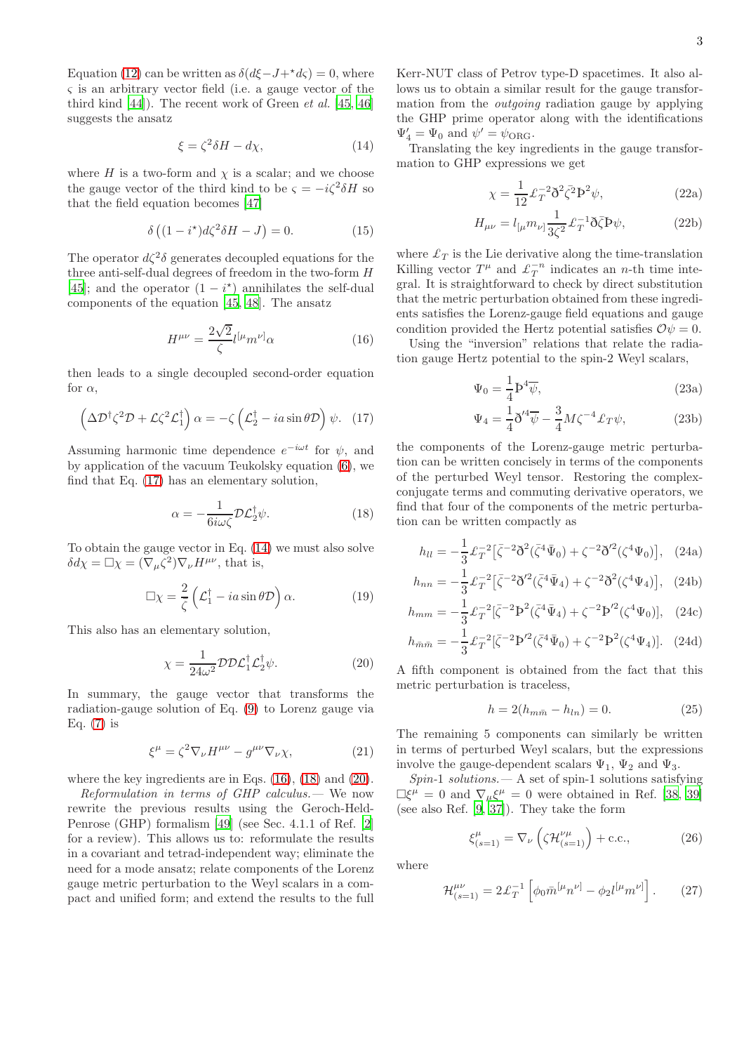Equation (12) can be written as $\delta(d\xi - J + {}^\star d\varsigma) = 0$, where $\varsigma$ is an arbitrary vector field (i.e. a gauge vector of the third kind [44]). The recent work of Green *et al.* [45, 46] suggests the ansatz

$$\xi = \zeta^2 \delta H - d\chi, \tag{14}$$

where $H$ is a two-form and $\chi$ is a scalar; and we choose the gauge vector of the third kind to be $\varsigma = -i\zeta^2 \delta H$ so that the field equation becomes [47]

$$\delta\left((1 - i^\star) d\zeta^2 \delta H - J\right) = 0. \tag{15}$$

The operator $d\zeta^2\delta$ generates decoupled equations for the three anti-self-dual degrees of freedom in the two-form $H$ [45]; and the operator $(1 - i^\star)$ annihilates the self-dual components of the equation [45, 48]. The ansatz

$$H^{\mu\nu} = \frac{2\sqrt{2}}{\zeta} l^{[\mu} m^{\nu]} \alpha \tag{16}$$

then leads to a single decoupled second-order equation for $\alpha$,

$$\left(\Delta \mathcal{D}^\dagger \zeta^2 \mathcal{D} + \mathcal{L}\zeta^2 \mathcal{L}_1^\dagger\right)\alpha = -\zeta\left(\mathcal{L}_2^\dagger - ia\sin\theta \mathcal{D}\right)\psi. \tag{17}$$

Assuming harmonic time dependence $e^{-i\omega t}$ for $\psi$, and by application of the vacuum Teukolsky equation (6), we find that Eq. (17) has an elementary solution,

$$\alpha = -\frac{1}{6i\omega\zeta}\mathcal{D}\mathcal{L}_2^\dagger \psi. \tag{18}$$

To obtain the gauge vector in Eq. (14) we must also solve $\delta d\chi = \Box\chi = (\nabla_\mu \zeta^2)\nabla_\nu H^{\mu\nu}$, that is,

$$\Box\chi = \frac{2}{\zeta}\left(\mathcal{L}_1^\dagger - ia\sin\theta\mathcal{D}\right)\alpha. \tag{19}$$

This also has an elementary solution,

$$\chi = \frac{1}{24\omega^2}\mathcal{D}\mathcal{D}\mathcal{L}_1^\dagger \mathcal{L}_2^\dagger \psi. \tag{20}$$

In summary, the gauge vector that transforms the radiation-gauge solution of Eq. (9) to Lorenz gauge via Eq. (7) is

$$\xi^\mu = \zeta^2 \nabla_\nu H^{\mu\nu} - g^{\mu\nu}\nabla_\nu \chi, \tag{21}$$

where the key ingredients are in Eqs. (16), (18) and (20).

*Reformulation in terms of GHP calculus.—* We now rewrite the previous results using the Geroch-Held-Penrose (GHP) formalism [49] (see Sec. 4.1.1 of Ref. [2] for a review). This allows us to: reformulate the results in a covariant and tetrad-independent way; eliminate the need for a mode ansatz; relate components of the Lorenz gauge metric perturbation to the Weyl scalars in a compact and unified form; and extend the results to the full Kerr-NUT class of Petrov type-D spacetimes. It also allows us to obtain a similar result for the gauge transformation from the *outgoing* radiation gauge by applying the GHP prime operator along with the identifications $\Psi_4' = \Psi_0$ and $\psi' = \psi_{\rm ORG}$.

Translating the key ingredients in the gauge transformation to GHP expressions we get

$$\chi = \frac{1}{12}\pounds_T^{-2}\eth^2\bar\zeta^2 Þ^2\psi, \tag{22a}$$

$$H_{\mu\nu} = l_{[\mu}m_{\nu]}\frac{1}{3\zeta^2}\pounds_T^{-1}\eth\bar\zeta Þ\psi, \tag{22b}$$

where $\pounds_T$ is the Lie derivative along the time-translation Killing vector $T^\mu$ and $\pounds_T^{-n}$ indicates an $n$-th time integral. It is straightforward to check by direct substitution that the metric perturbation obtained from these ingredients satisfies the Lorenz-gauge field equations and gauge condition provided the Hertz potential satisfies $\mathcal{O}\psi = 0$.

Using the "inversion" relations that relate the radiation gauge Hertz potential to the spin-2 Weyl scalars,

$$\Psi_0 = \frac{1}{4}Þ^4\overline{\psi}, \tag{23a}$$

$$\Psi_4 = \frac{1}{4}\eth'^4\overline{\psi} - \frac{3}{4}M\zeta^{-4}\pounds_T\psi, \tag{23b}$$

the components of the Lorenz-gauge metric perturbation can be written concisely in terms of the components of the perturbed Weyl tensor. Restoring the complex-conjugate terms and commuting derivative operators, we find that four of the components of the metric perturbation can be written compactly as

$$h_{ll} = -\frac{1}{3}\pounds_T^{-2}\left[\bar\zeta^{-2}\eth^2(\bar\zeta^4\bar\Psi_0) + \zeta^{-2}\eth'^2(\zeta^4\Psi_0)\right], \tag{24a}$$

$$h_{nn} = -\frac{1}{3}\pounds_T^{-2}\left[\bar\zeta^{-2}\eth'^2(\bar\zeta^4\bar\Psi_4) + \zeta^{-2}\eth^2(\zeta^4\Psi_4)\right], \tag{24b}$$

$$h_{mm} = -\frac{1}{3}\pounds_T^{-2}[\bar\zeta^{-2}Þ^2(\bar\zeta^4\bar\Psi_4) + \zeta^{-2}Þ'^2(\zeta^4\Psi_0)], \tag{24c}$$

$$h_{\bar m\bar m} = -\frac{1}{3}\pounds_T^{-2}[\bar\zeta^{-2}Þ'^2(\bar\zeta^4\bar\Psi_0) + \zeta^{-2}Þ^2(\zeta^4\Psi_4)]. \tag{24d}$$

A fifth component is obtained from the fact that this metric perturbation is traceless,

$$h = 2(h_{m\bar m} - h_{ln}) = 0. \tag{25}$$

The remaining 5 components can similarly be written in terms of perturbed Weyl scalars, but the expressions involve the gauge-dependent scalars $\Psi_1$, $\Psi_2$ and $\Psi_3$.

*Spin-1 solutions.—* A set of spin-1 solutions satisfying $\Box\xi^\mu = 0$ and $\nabla_\mu\xi^\mu = 0$ were obtained in Ref. [38, 39] (see also Ref. [9, 37]). They take the form

$$\xi^\mu_{(s=1)} = \nabla_\nu\left(\zeta\mathcal{H}^{\nu\mu}_{(s=1)}\right) + \text{c.c.}, \tag{26}$$

where

$$\mathcal{H}^{\mu\nu}_{(s=1)} = 2\pounds_T^{-1}\left[\phi_0\bar m^{[\mu}n^{\nu]} - \phi_2 l^{[\mu}m^{\nu]}\right]. \tag{27}$$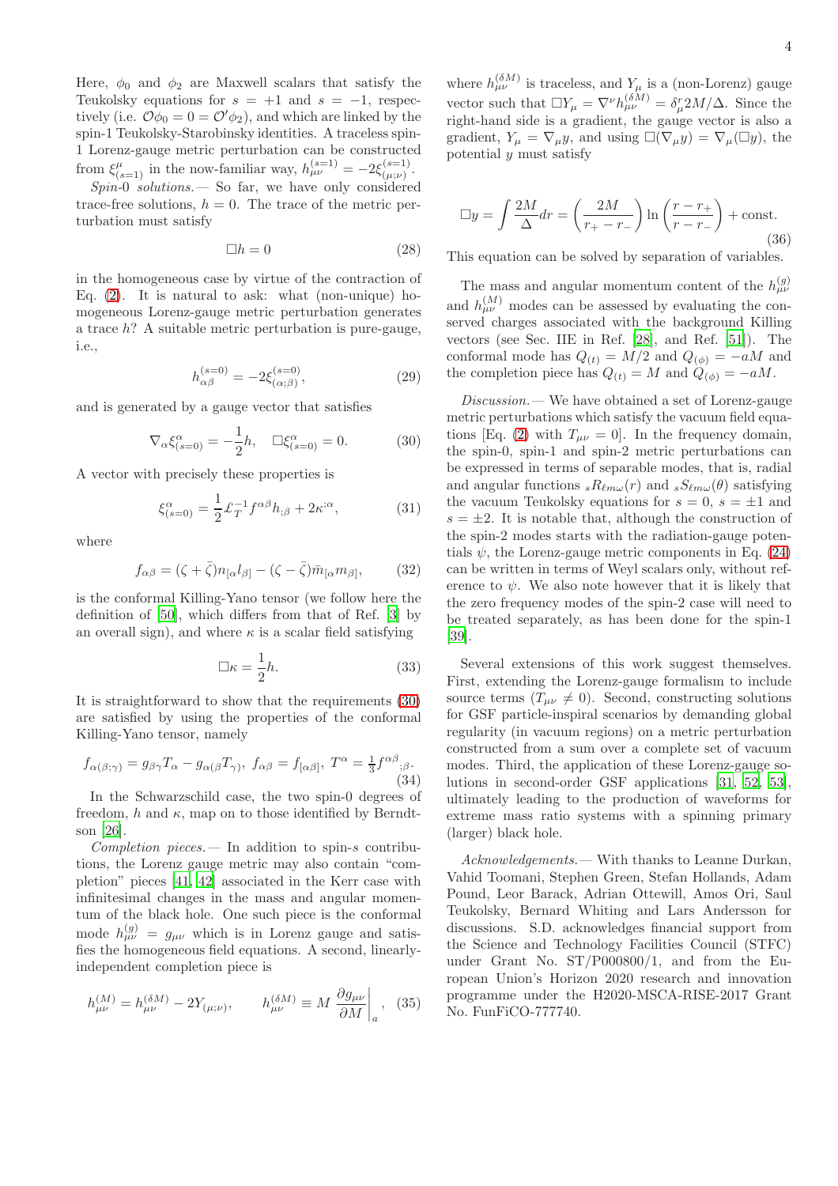Here, $\phi_0$ and $\phi_2$ are Maxwell scalars that satisfy the Teukolsky equations for $s = +1$ and $s = -1$, respectively (i.e. $\mathcal{O}\phi_0 = 0 = \mathcal{O}'\phi_2$), and which are linked by the spin-1 Teukolsky-Starobinsky identities. A traceless spin-1 Lorenz-gauge metric perturbation can be constructed from $\xi^{\mu}_{(s=1)}$ in the now-familiar way, $h^{(s=1)}_{\mu\nu} = -2\xi^{(s=1)}_{(\mu;\nu)}$.

*Spin-0 solutions.—* So far, we have only considered trace-free solutions, $h = 0$. The trace of the metric perturbation must satisfy

$$\Box h = 0 \tag{28}$$

in the homogeneous case by virtue of the contraction of Eq. (2). It is natural to ask: what (non-unique) homogeneous Lorenz-gauge metric perturbation generates a trace $h$? A suitable metric perturbation is pure-gauge, i.e.,

$$h^{(s=0)}_{\alpha\beta} = -2\xi^{(s=0)}_{(\alpha;\beta)}, \tag{29}$$

and is generated by a gauge vector that satisfies

$$\nabla_\alpha \xi^{\alpha}_{(s=0)} = -\frac{1}{2}h, \quad \Box \xi^{\alpha}_{(s=0)} = 0. \tag{30}$$

A vector with precisely these properties is

$$\xi^{\alpha}_{(s=0)} = \frac{1}{2}\pounds_T^{-1} f^{\alpha\beta} h_{;\beta} + 2\kappa^{;\alpha}, \tag{31}$$

where

$$f_{\alpha\beta} = (\zeta + \bar{\zeta}) n_{[\alpha} l_{\beta]} - (\zeta - \bar{\zeta}) \bar{m}_{[\alpha} m_{\beta]}, \tag{32}$$

is the conformal Killing-Yano tensor (we follow here the definition of [50], which differs from that of Ref. [3] by an overall sign), and where $\kappa$ is a scalar field satisfying

$$\Box \kappa = \frac{1}{2}h. \tag{33}$$

It is straightforward to show that the requirements (30) are satisfied by using the properties of the conformal Killing-Yano tensor, namely

$$f_{\alpha(\beta;\gamma)} = g_{\beta\gamma} T_\alpha - g_{\alpha(\beta} T_{\gamma)}, \; f_{\alpha\beta} = f_{[\alpha\beta]}, \; T^\alpha = \tfrac{1}{3} f^{\alpha\beta}{}_{;\beta}. \tag{34}$$

In the Schwarzschild case, the two spin-0 degrees of freedom, $h$ and $\kappa$, map on to those identified by Berndtsson [26].

*Completion pieces.—* In addition to spin-$s$ contributions, the Lorenz gauge metric may also contain "completion" pieces [41, 42] associated in the Kerr case with infinitesimal changes in the mass and angular momentum of the black hole. One such piece is the conformal mode $h^{(g)}_{\mu\nu} = g_{\mu\nu}$ which is in Lorenz gauge and satisfies the homogeneous field equations. A second, linearly-independent completion piece is

$$h^{(M)}_{\mu\nu} = h^{(\delta M)}_{\mu\nu} - 2Y_{(\mu;\nu)}, \qquad h^{(\delta M)}_{\mu\nu} \equiv M \left. \frac{\partial g_{\mu\nu}}{\partial M} \right|_a, \tag{35}$$

where $h^{(\delta M)}_{\mu\nu}$ is traceless, and $Y_\mu$ is a (non-Lorenz) gauge vector such that $\Box Y_\mu = \nabla^\nu h^{(\delta M)}_{\mu\nu} = \delta^r_\mu 2M/\Delta$. Since the right-hand side is a gradient, the gauge vector is also a gradient, $Y_\mu = \nabla_\mu y$, and using $\Box(\nabla_\mu y) = \nabla_\mu(\Box y)$, the potential $y$ must satisfy

$$\Box y = \int \frac{2M}{\Delta} dr = \left(\frac{2M}{r_+ - r_-}\right) \ln\left(\frac{r - r_+}{r - r_-}\right) + \text{const.} \tag{36}$$

This equation can be solved by separation of variables.

The mass and angular momentum content of the $h^{(g)}_{\mu\nu}$ and $h^{(M)}_{\mu\nu}$ modes can be assessed by evaluating the conserved charges associated with the background Killing vectors (see Sec. IIE in Ref. [28], and Ref. [51]). The conformal mode has $Q_{(t)} = M/2$ and $Q_{(\phi)} = -aM$ and the completion piece has $Q_{(t)} = M$ and $Q_{(\phi)} = -aM$.

*Discussion.—* We have obtained a set of Lorenz-gauge metric perturbations which satisfy the vacuum field equations [Eq. (2) with $T_{\mu\nu} = 0$]. In the frequency domain, the spin-0, spin-1 and spin-2 metric perturbations can be expressed in terms of separable modes, that is, radial and angular functions ${}_sR_{\ell m\omega}(r)$ and ${}_sS_{\ell m\omega}(\theta)$ satisfying the vacuum Teukolsky equations for $s = 0$, $s = \pm 1$ and $s = \pm 2$. It is notable that, although the construction of the spin-2 modes starts with the radiation-gauge potentials $\psi$, the Lorenz-gauge metric components in Eq. (24) can be written in terms of Weyl scalars only, without reference to $\psi$. We also note however that it is likely that the zero frequency modes of the spin-2 case will need to be treated separately, as has been done for the spin-1 [39].

Several extensions of this work suggest themselves. First, extending the Lorenz-gauge formalism to include source terms ($T_{\mu\nu} \neq 0$). Second, constructing solutions for GSF particle-inspiral scenarios by demanding global regularity (in vacuum regions) on a metric perturbation constructed from a sum over a complete set of vacuum modes. Third, the application of these Lorenz-gauge solutions in second-order GSF applications [31, 52, 53], ultimately leading to the production of waveforms for extreme mass ratio systems with a spinning primary (larger) black hole.

*Acknowledgements.—* With thanks to Leanne Durkan, Vahid Toomani, Stephen Green, Stefan Hollands, Adam Pound, Leor Barack, Adrian Ottewill, Amos Ori, Saul Teukolsky, Bernard Whiting and Lars Andersson for discussions. S.D. acknowledges financial support from the Science and Technology Facilities Council (STFC) under Grant No. ST/P000800/1, and from the European Union's Horizon 2020 research and innovation programme under the H2020-MSCA-RISE-2017 Grant No. FunFiCO-777740.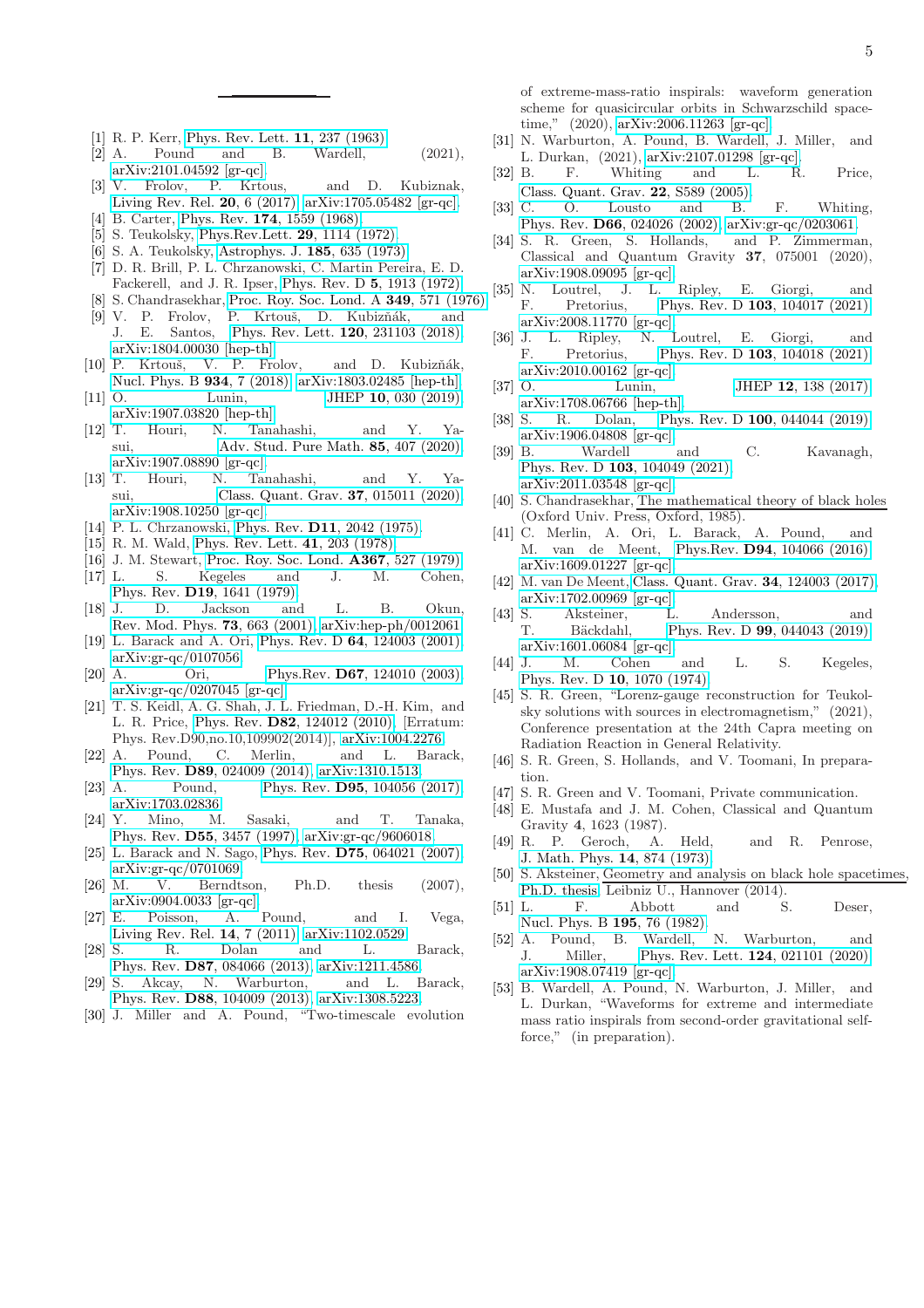[1] R. P. Kerr, Phys. Rev. Lett. **11**, 237 (1963).

[2] A. Pound and B. Wardell, (2021), arXiv:2101.04592 [gr-qc].

[3] V. Frolov, P. Krtous, and D. Kubiznak, Living Rev. Rel. **20**, 6 (2017), arXiv:1705.05482 [gr-qc].

[4] B. Carter, Phys. Rev. **174**, 1559 (1968).

[5] S. Teukolsky, Phys.Rev.Lett. **29**, 1114 (1972).

[6] S. A. Teukolsky, Astrophys. J. **185**, 635 (1973).

[7] D. R. Brill, P. L. Chrzanowski, C. Martin Pereira, E. D. Fackerell, and J. R. Ipser, Phys. Rev. D **5**, 1913 (1972).

[8] S. Chandrasekhar, Proc. Roy. Soc. Lond. A **349**, 571 (1976).

[9] V. P. Frolov, P. Krtouš, D. Kubizňák, and J. E. Santos, Phys. Rev. Lett. **120**, 231103 (2018), arXiv:1804.00030 [hep-th].

[10] P. Krtouš, V. P. Frolov, and D. Kubizňák, Nucl. Phys. B **934**, 7 (2018), arXiv:1803.02485 [hep-th].

[11] O. Lunin, JHEP **10**, 030 (2019), arXiv:1907.03820 [hep-th].

[12] T. Houri, N. Tanahashi, and Y. Yasui, Adv. Stud. Pure Math. **85**, 407 (2020), arXiv:1907.08890 [gr-qc].

[13] T. Houri, N. Tanahashi, and Y. Yasui, Class. Quant. Grav. **37**, 015011 (2020), arXiv:1908.10250 [gr-qc].

[14] P. L. Chrzanowski, Phys. Rev. **D11**, 2042 (1975).

[15] R. M. Wald, Phys. Rev. Lett. **41**, 203 (1978).

[16] J. M. Stewart, Proc. Roy. Soc. Lond. **A367**, 527 (1979).

[17] L. S. Kegeles and J. M. Cohen, Phys. Rev. **D19**, 1641 (1979).

[18] J. D. Jackson and L. B. Okun, Rev. Mod. Phys. **73**, 663 (2001), arXiv:hep-ph/0012061.

[19] L. Barack and A. Ori, Phys. Rev. D **64**, 124003 (2001), arXiv:gr-qc/0107056.

[20] A. Ori, Phys.Rev. **D67**, 124010 (2003), arXiv:gr-qc/0207045 [gr-qc].

[21] T. S. Keidl, A. G. Shah, J. L. Friedman, D.-H. Kim, and L. R. Price, Phys. Rev. **D82**, 124012 (2010), [Erratum: Phys. Rev.D90,no.10,109902(2014)], arXiv:1004.2276.

[22] A. Pound, C. Merlin, and L. Barack, Phys. Rev. **D89**, 024009 (2014), arXiv:1310.1513.

[23] A. Pound, Phys. Rev. **D95**, 104056 (2017), arXiv:1703.02836.

[24] Y. Mino, M. Sasaki, and T. Tanaka, Phys. Rev. **D55**, 3457 (1997), arXiv:gr-qc/9606018.

[25] L. Barack and N. Sago, Phys. Rev. **D75**, 064021 (2007), arXiv:gr-qc/0701069.

[26] M. V. Berndtson, Ph.D. thesis (2007), arXiv:0904.0033 [gr-qc].

[27] E. Poisson, A. Pound, and I. Vega, Living Rev. Rel. **14**, 7 (2011), arXiv:1102.0529.

[28] S. R. Dolan and L. Barack, Phys. Rev. **D87**, 084066 (2013), arXiv:1211.4586.

[29] S. Akcay, N. Warburton, and L. Barack, Phys. Rev. **D88**, 104009 (2013), arXiv:1308.5223.

[30] J. Miller and A. Pound, "Two-timescale evolution of extreme-mass-ratio inspirals: waveform generation scheme for quasicircular orbits in Schwarzschild spacetime," (2020), arXiv:2006.11263 [gr-qc].

[31] N. Warburton, A. Pound, B. Wardell, J. Miller, and L. Durkan, (2021), arXiv:2107.01298 [gr-qc].

[32] B. F. Whiting and L. R. Price, Class. Quant. Grav. **22**, S589 (2005).

[33] C. O. Lousto and B. F. Whiting, Phys. Rev. **D66**, 024026 (2002), arXiv:gr-qc/0203061.

[34] S. R. Green, S. Hollands, and P. Zimmerman, Classical and Quantum Gravity **37**, 075001 (2020), arXiv:1908.09095 [gr-qc].

[35] N. Loutrel, J. L. Ripley, E. Giorgi, and F. Pretorius, Phys. Rev. D **103**, 104017 (2021), arXiv:2008.11770 [gr-qc].

[36] J. L. Ripley, N. Loutrel, E. Giorgi, and F. Pretorius, Phys. Rev. D **103**, 104018 (2021), arXiv:2010.00162 [gr-qc].

[37] O. Lunin, JHEP **12**, 138 (2017), arXiv:1708.06766 [hep-th].

[38] S. R. Dolan, Phys. Rev. D **100**, 044044 (2019), arXiv:1906.04808 [gr-qc].

[39] B. Wardell and C. Kavanagh, Phys. Rev. D **103**, 104049 (2021), arXiv:2011.03548 [gr-qc].

[40] S. Chandrasekhar, The mathematical theory of black holes (Oxford Univ. Press, Oxford, 1985).

[41] C. Merlin, A. Ori, L. Barack, A. Pound, and M. van de Meent, Phys.Rev. **D94**, 104066 (2016), arXiv:1609.01227 [gr-qc].

[42] M. van De Meent, Class. Quant. Grav. **34**, 124003 (2017), arXiv:1702.00969 [gr-qc].

[43] S. Aksteiner, L. Andersson, and T. Bäckdahl, Phys. Rev. D **99**, 044043 (2019), arXiv:1601.06084 [gr-qc].

[44] J. M. Cohen and L. S. Kegeles, Phys. Rev. D **10**, 1070 (1974).

[45] S. R. Green, "Lorenz-gauge reconstruction for Teukolsky solutions with sources in electromagnetism," (2021), Conference presentation at the 24th Capra meeting on Radiation Reaction in General Relativity.

[46] S. R. Green, S. Hollands, and V. Toomani, In preparation.

[47] S. R. Green and V. Toomani, Private communication.

[48] E. Mustafa and J. M. Cohen, Classical and Quantum Gravity **4**, 1623 (1987).

[49] R. P. Geroch, A. Held, and R. Penrose, J. Math. Phys. **14**, 874 (1973).

[50] S. Aksteiner, Geometry and analysis on black hole spacetimes, Ph.D. thesis, Leibniz U., Hannover (2014).

[51] L. F. Abbott and S. Deser, Nucl. Phys. B **195**, 76 (1982).

[52] A. Pound, B. Wardell, N. Warburton, and J. Miller, Phys. Rev. Lett. **124**, 021101 (2020), arXiv:1908.07419 [gr-qc].

[53] B. Wardell, A. Pound, N. Warburton, J. Miller, and L. Durkan, "Waveforms for extreme and intermediate mass ratio inspirals from second-order gravitational self-force," (in preparation).